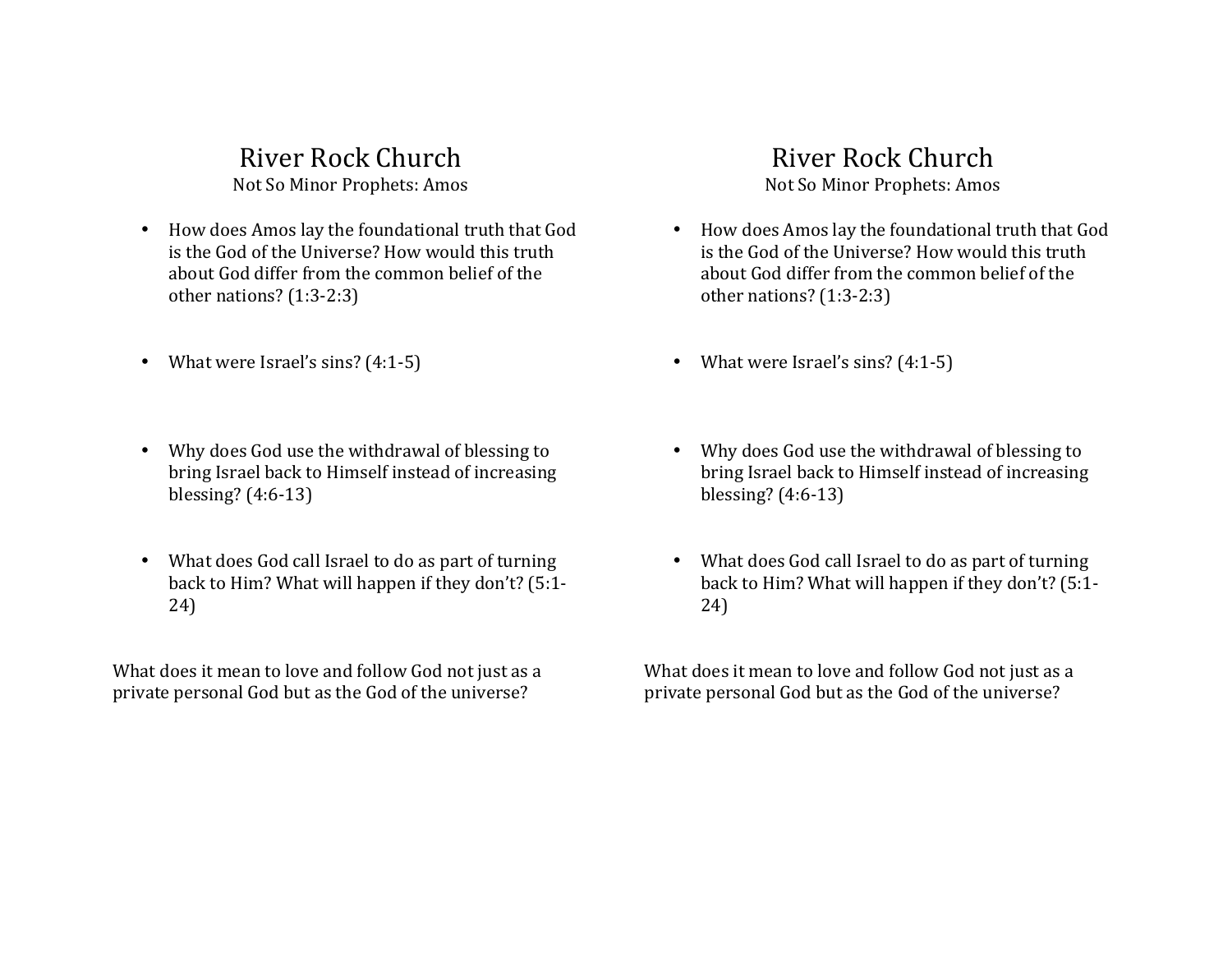# River Rock Church

Not So Minor Prophets: Amos

- How does Amos lay the foundational truth that God is the God of the Universe? How would this truth about God differ from the common belief of the other nations? (1:3-2:3)

- What were Israel's sins? (4:1-5)

- Why does God use the withdrawal of blessing to bring Israel back to Himself instead of increasing blessing? (4:6-13)

- What does God call Israel to do as part of turning back to Him? What will happen if they don't? (5:1-24)

What does it mean to love and follow God not just as a private personal God but as the God of the universe?

# River Rock Church

Not So Minor Prophets: Amos

- How does Amos lay the foundational truth that God is the God of the Universe? How would this truth about God differ from the common belief of the other nations? (1:3-2:3)

- What were Israel's sins? (4:1-5)

- Why does God use the withdrawal of blessing to bring Israel back to Himself instead of increasing blessing? (4:6-13)

- What does God call Israel to do as part of turning back to Him? What will happen if they don't? (5:1-24)

What does it mean to love and follow God not just as a private personal God but as the God of the universe?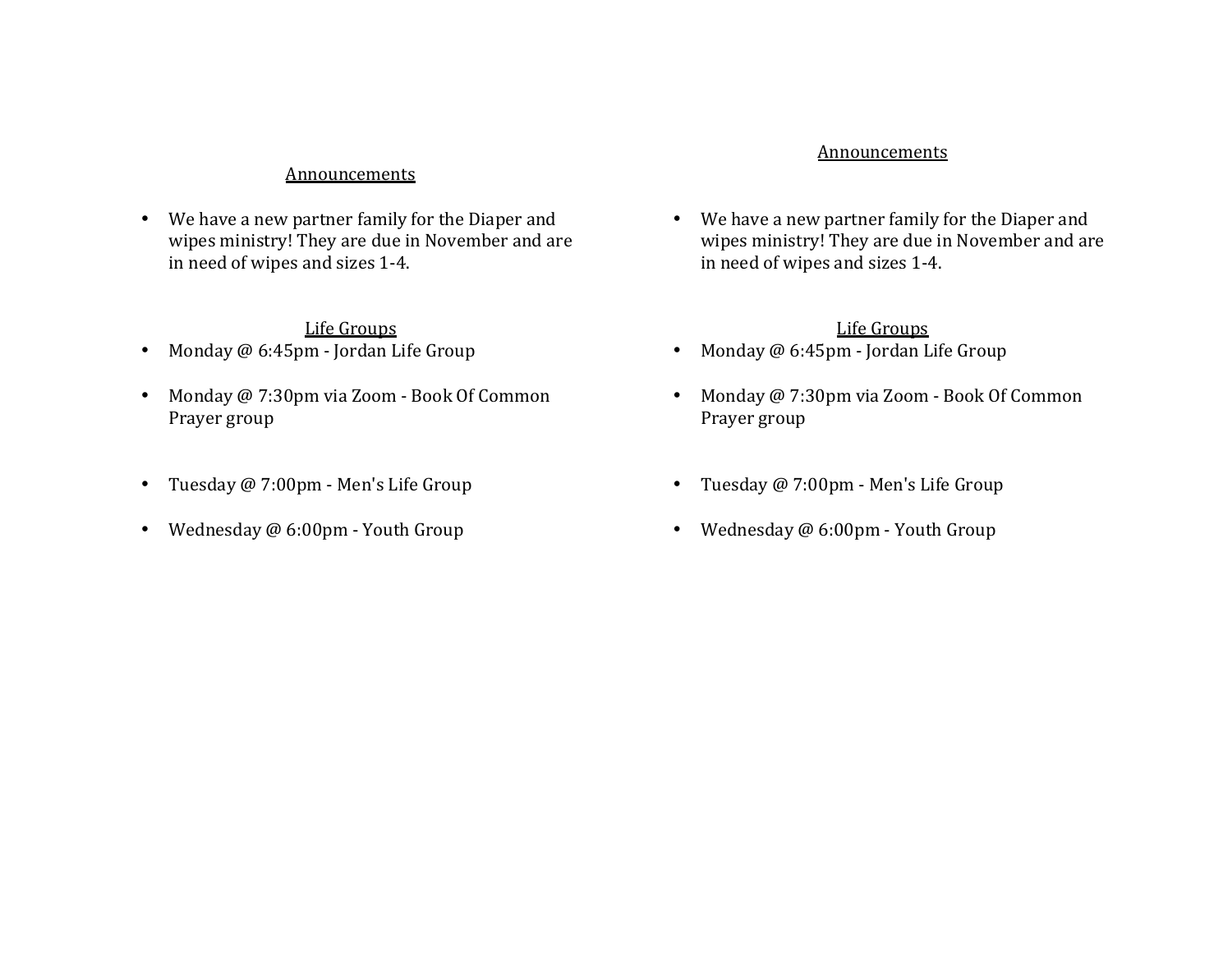Announcements

- We have a new partner family for the Diaper and wipes ministry! They are due in November and are in need of wipes and sizes 1-4.

Life Groups

- Monday @ 6:45pm - Jordan Life Group
- Monday @ 7:30pm via Zoom - Book Of Common Prayer group
- Tuesday @ 7:00pm - Men's Life Group
- Wednesday @ 6:00pm - Youth Group

Announcements

- We have a new partner family for the Diaper and wipes ministry! They are due in November and are in need of wipes and sizes 1-4.

Life Groups

- Monday @ 6:45pm - Jordan Life Group
- Monday @ 7:30pm via Zoom - Book Of Common Prayer group
- Tuesday @ 7:00pm - Men's Life Group
- Wednesday @ 6:00pm - Youth Group